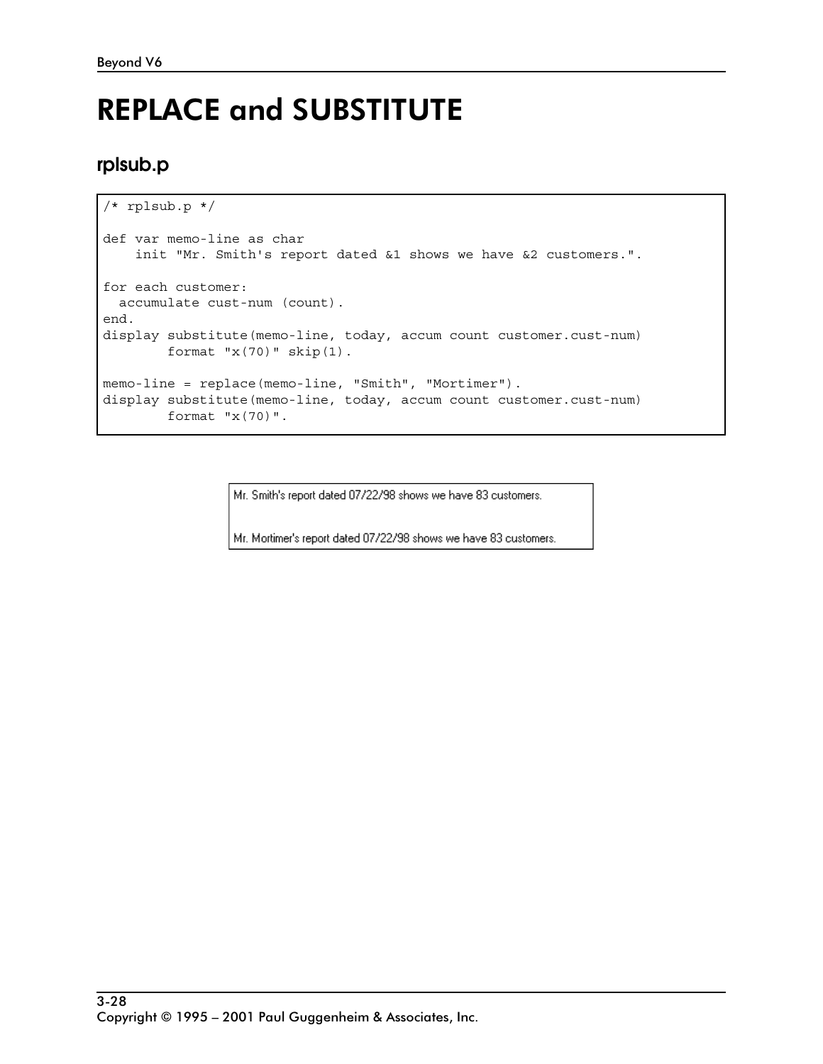# REPLACE and SUBSTITUTE

## rplsub.p

```
/* rplsub.p */

def var memo-line as char
    init "Mr. Smith's report dated &1 shows we have &2 customers.".

for each customer:
  accumulate cust-num (count).
end.
display substitute(memo-line, today, accum count customer.cust-num)
        format "x(70)" skip(1).

memo-line = replace(memo-line, "Smith", "Mortimer").
display substitute(memo-line, today, accum count customer.cust-num)
        format "x(70)".
```

```
Mr. Smith's report dated 07/22/98 shows we have 83 customers.

Mr. Mortimer's report dated 07/22/98 shows we have 83 customers.
```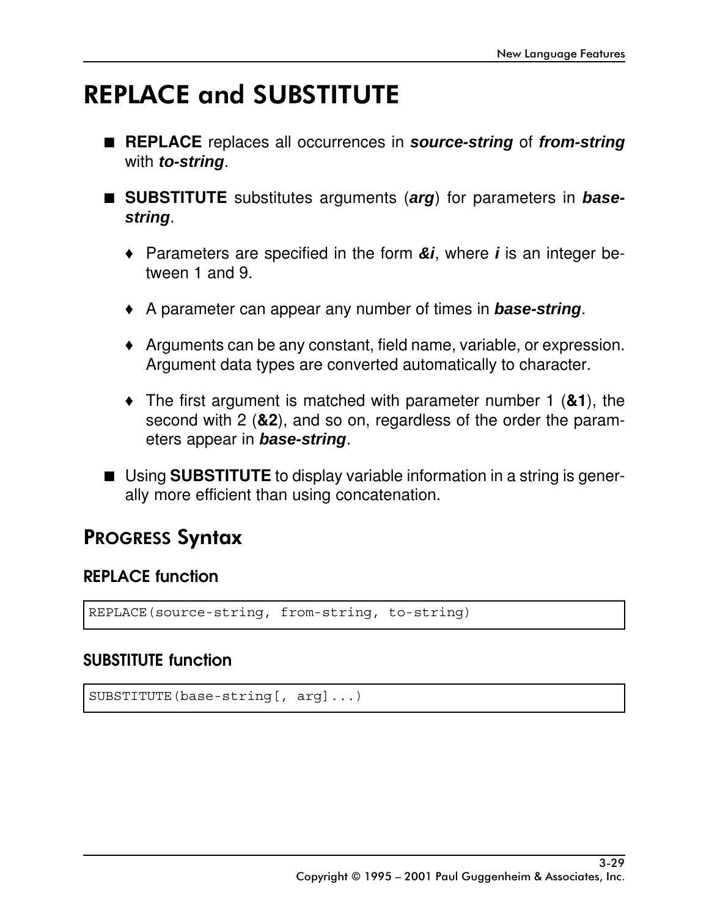# REPLACE and SUBSTITUTE

- **REPLACE** replaces all occurrences in ***source-string*** of ***from-string*** with ***to-string***.
- **SUBSTITUTE** substitutes arguments (***arg***) for parameters in ***base-string***.
  - Parameters are specified in the form ***&i***, where ***i*** is an integer between 1 and 9.
  - A parameter can appear any number of times in ***base-string***.
  - Arguments can be any constant, field name, variable, or expression. Argument data types are converted automatically to character.
  - The first argument is matched with parameter number 1 (**&1**), the second with 2 (**&2**), and so on, regardless of the order the parameters appear in ***base-string***.
- Using **SUBSTITUTE** to display variable information in a string is generally more efficient than using concatenation.

## PROGRESS Syntax

### REPLACE function

```
REPLACE(source-string, from-string, to-string)
```

### SUBSTITUTE function

```
SUBSTITUTE(base-string[, arg]...)
```